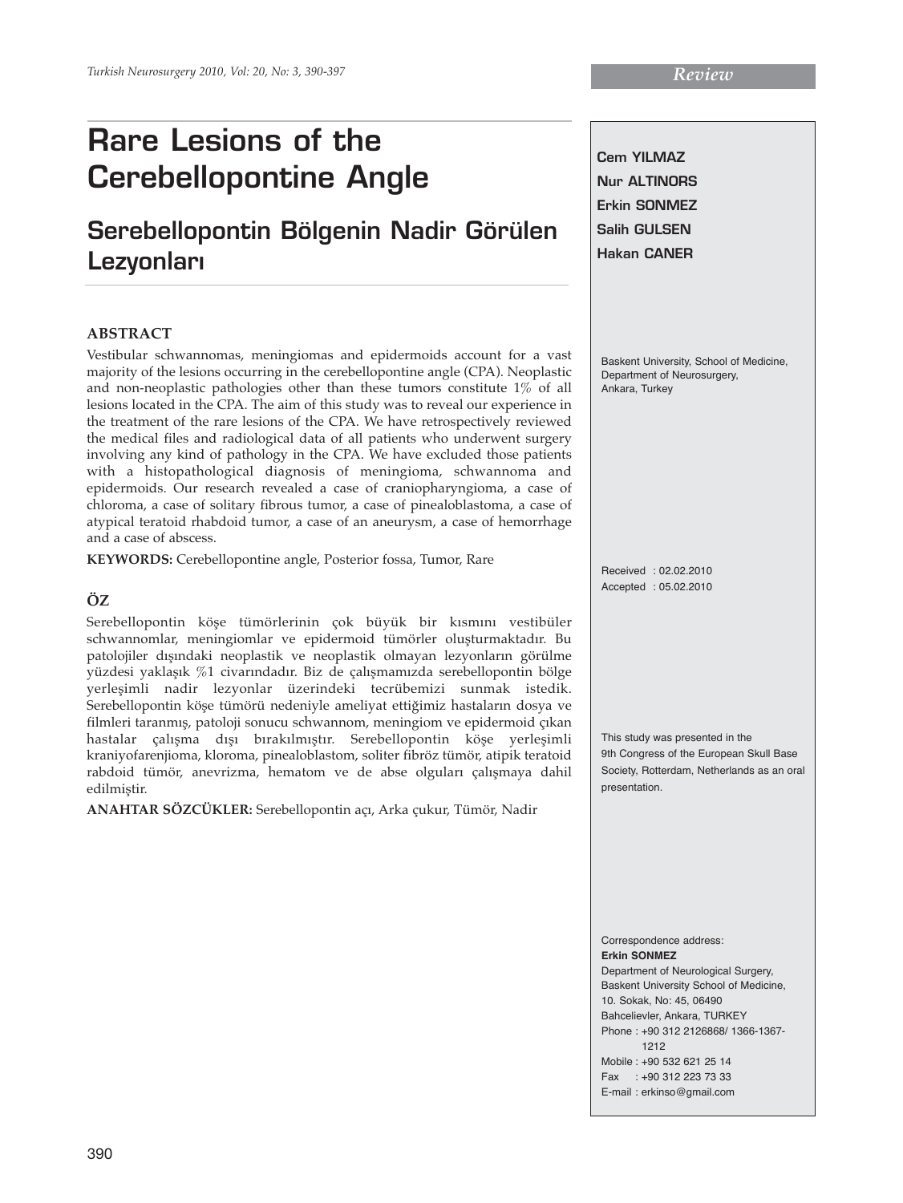Review

# Rare Lesions of the Cerebellopontine Angle

## Serebellopontin Bölgenin Nadir Görülen Lezyonları

**Cem YILMAZ**
**Nur ALTINORS**
**Erkin SONMEZ**
**Salih GULSEN**
**Hakan CANER**

Baskent University, School of Medicine, Department of Neurosurgery, Ankara, Turkey

### ABSTRACT

Vestibular schwannomas, meningiomas and epidermoids account for a vast majority of the lesions occurring in the cerebellopontine angle (CPA). Neoplastic and non-neoplastic pathologies other than these tumors constitute 1% of all lesions located in the CPA. The aim of this study was to reveal our experience in the treatment of the rare lesions of the CPA. We have retrospectively reviewed the medical files and radiological data of all patients who underwent surgery involving any kind of pathology in the CPA. We have excluded those patients with a histopathological diagnosis of meningioma, schwannoma and epidermoids. Our research revealed a case of craniopharyngioma, a case of chloroma, a case of solitary fibrous tumor, a case of pinealoblastoma, a case of atypical teratoid rhabdoid tumor, a case of an aneurysm, a case of hemorrhage and a case of abscess.

**KEYWORDS:** Cerebellopontine angle, Posterior fossa, Tumor, Rare

### ÖZ

Serebellopontin köşe tümörlerinin çok büyük bir kısmını vestibüler schwannomlar, meningiomlar ve epidermoid tümörler oluşturmaktadır. Bu patolojiler dışındaki neoplastik ve neoplastik olmayan lezyonların görülme yüzdesi yaklaşık %1 civarındadır. Biz de çalışmamızda serebellopontin bölge yerleşimli nadir lezyonlar üzerindeki tecrübemizi sunmak istedik. Serebellopontin köşe tümörü nedeniyle ameliyat ettiğimiz hastaların dosya ve filmleri taranmış, patoloji sonucu schwannom, meningiom ve epidermoid çıkan hastalar çalışma dışı bırakılmıştır. Serebellopontin köşe yerleşimli kraniyofarenjioma, kloroma, pinealoblastom, soliter fibröz tümör, atipik teratoid rabdoid tümör, anevrizma, hematom ve de abse olguları çalışmaya dahil edilmiştir.

**ANAHTAR SÖZCÜKLER:** Serebellopontin açı, Arka çukur, Tümör, Nadir

Received : 02.02.2010
Accepted : 05.02.2010

This study was presented in the 9th Congress of the European Skull Base Society, Rotterdam, Netherlands as an oral presentation.

Correspondence address:
**Erkin SONMEZ**
Department of Neurological Surgery, Baskent University School of Medicine, 10. Sokak, No: 45, 06490 Bahcelievler, Ankara, TURKEY
Phone : +90 312 2126868/ 1366-1367-1212
Mobile : +90 532 621 25 14
Fax : +90 312 223 73 33
E-mail : erkinso@gmail.com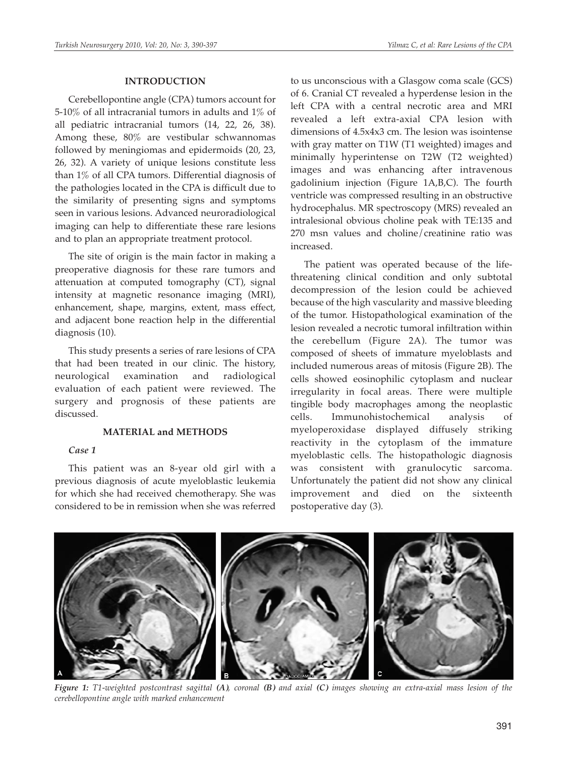## INTRODUCTION

Cerebellopontine angle (CPA) tumors account for 5-10% of all intracranial tumors in adults and 1% of all pediatric intracranial tumors (14, 22, 26, 38). Among these, 80% are vestibular schwannomas followed by meningiomas and epidermoids (20, 23, 26, 32). A variety of unique lesions constitute less than 1% of all CPA tumors. Differential diagnosis of the pathologies located in the CPA is difficult due to the similarity of presenting signs and symptoms seen in various lesions. Advanced neuroradiological imaging can help to differentiate these rare lesions and to plan an appropriate treatment protocol.

The site of origin is the main factor in making a preoperative diagnosis for these rare tumors and attenuation at computed tomography (CT), signal intensity at magnetic resonance imaging (MRI), enhancement, shape, margins, extent, mass effect, and adjacent bone reaction help in the differential diagnosis (10).

This study presents a series of rare lesions of CPA that had been treated in our clinic. The history, neurological examination and radiological evaluation of each patient were reviewed. The surgery and prognosis of these patients are discussed.

## MATERIAL and METHODS

### *Case 1*

This patient was an 8-year old girl with a previous diagnosis of acute myeloblastic leukemia for which she had received chemotherapy. She was considered to be in remission when she was referred to us unconscious with a Glasgow coma scale (GCS) of 6. Cranial CT revealed a hyperdense lesion in the left CPA with a central necrotic area and MRI revealed a left extra-axial CPA lesion with dimensions of 4.5x4x3 cm. The lesion was isointense with gray matter on T1W (T1 weighted) images and minimally hyperintense on T2W (T2 weighted) images and was enhancing after intravenous gadolinium injection (Figure 1A,B,C). The fourth ventricle was compressed resulting in an obstructive hydrocephalus. MR spectroscopy (MRS) revealed an intralesional obvious choline peak with TE:135 and 270 msn values and choline/creatinine ratio was increased.

The patient was operated because of the life-threatening clinical condition and only subtotal decompression of the lesion could be achieved because of the high vascularity and massive bleeding of the tumor. Histopathological examination of the lesion revealed a necrotic tumoral infiltration within the cerebellum (Figure 2A). The tumor was composed of sheets of immature myeloblasts and included numerous areas of mitosis (Figure 2B). The cells showed eosinophilic cytoplasm and nuclear irregularity in focal areas. There were multiple tingible body macrophages among the neoplastic cells. Immunohistochemical analysis of myeloperoxidase displayed diffusely striking reactivity in the cytoplasm of the immature myeloblastic cells. The histopathologic diagnosis was consistent with granulocytic sarcoma. Unfortunately the patient did not show any clinical improvement and died on the sixteenth postoperative day (3).

***Figure 1:*** *T1-weighted postcontrast sagittal **(A)**, coronal **(B)** and axial **(C)** images showing an extra-axial mass lesion of the cerebellopontine angle with marked enhancement*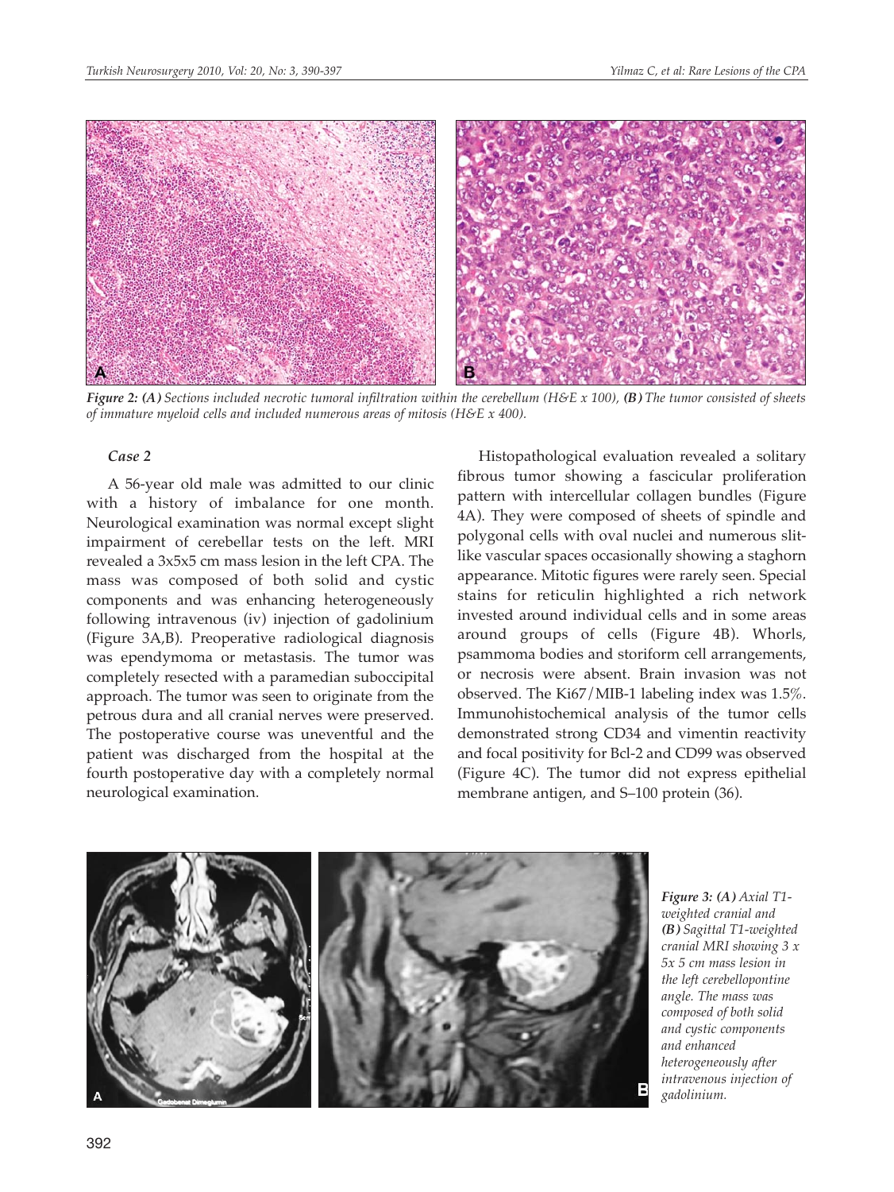*Figure 2: (A) Sections included necrotic tumoral infiltration within the cerebellum (H&E x 100), (B) The tumor consisted of sheets of immature myeloid cells and included numerous areas of mitosis (H&E x 400).*

### *Case 2*

A 56-year old male was admitted to our clinic with a history of imbalance for one month. Neurological examination was normal except slight impairment of cerebellar tests on the left. MRI revealed a 3x5x5 cm mass lesion in the left CPA. The mass was composed of both solid and cystic components and was enhancing heterogeneously following intravenous (iv) injection of gadolinium (Figure 3A,B). Preoperative radiological diagnosis was ependymoma or metastasis. The tumor was completely resected with a paramedian suboccipital approach. The tumor was seen to originate from the petrous dura and all cranial nerves were preserved. The postoperative course was uneventful and the patient was discharged from the hospital at the fourth postoperative day with a completely normal neurological examination.

Histopathological evaluation revealed a solitary fibrous tumor showing a fascicular proliferation pattern with intercellular collagen bundles (Figure 4A). They were composed of sheets of spindle and polygonal cells with oval nuclei and numerous slit-like vascular spaces occasionally showing a staghorn appearance. Mitotic figures were rarely seen. Special stains for reticulin highlighted a rich network invested around individual cells and in some areas around groups of cells (Figure 4B). Whorls, psammoma bodies and storiform cell arrangements, or necrosis were absent. Brain invasion was not observed. The Ki67/MIB-1 labeling index was 1.5%. Immunohistochemical analysis of the tumor cells demonstrated strong CD34 and vimentin reactivity and focal positivity for Bcl-2 and CD99 was observed (Figure 4C). The tumor did not express epithelial membrane antigen, and S–100 protein (36).

*Figure 3: (A) Axial T1-weighted cranial and (B) Sagittal T1-weighted cranial MRI showing 3 x 5x 5 cm mass lesion in the left cerebellopontine angle. The mass was composed of both solid and cystic components and enhanced heterogeneously after intravenous injection of gadolinium.*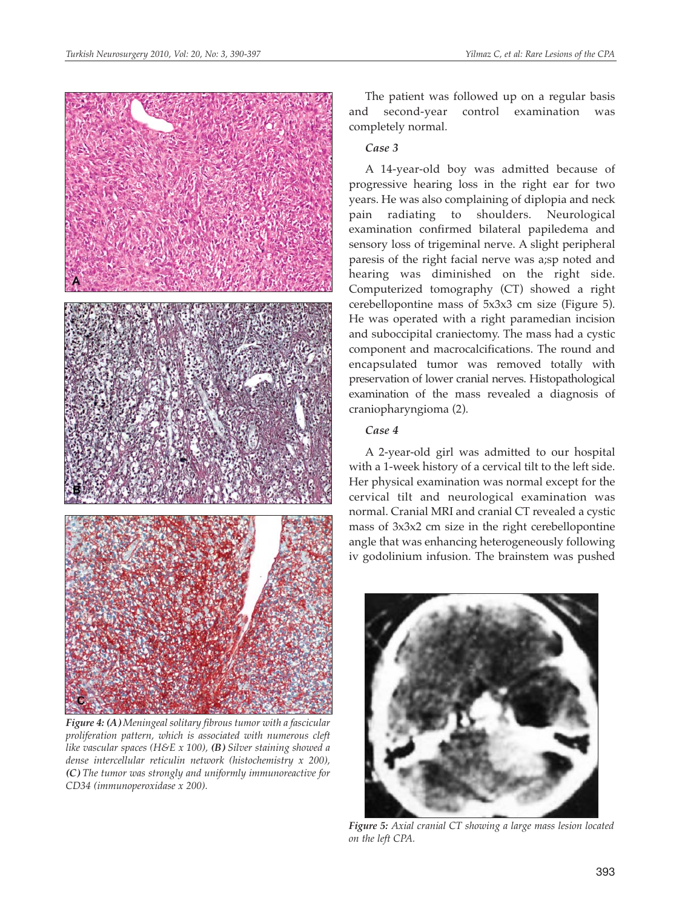*Figure 4: (A) Meningeal solitary fibrous tumor with a fascicular proliferation pattern, which is associated with numerous cleft like vascular spaces (H&E x 100), (B) Silver staining showed a dense intercellular reticulin network (histochemistry x 200), (C) The tumor was strongly and uniformly immunoreactive for CD34 (immunoperoxidase x 200).*

The patient was followed up on a regular basis and second-year control examination was completely normal.

### *Case 3*

A 14-year-old boy was admitted because of progressive hearing loss in the right ear for two years. He was also complaining of diplopia and neck pain radiating to shoulders. Neurological examination confirmed bilateral papiledema and sensory loss of trigeminal nerve. A slight peripheral paresis of the right facial nerve was a;sp noted and hearing was diminished on the right side. Computerized tomography (CT) showed a right cerebellopontine mass of 5x3x3 cm size (Figure 5). He was operated with a right paramedian incision and suboccipital craniectomy. The mass had a cystic component and macrocalcifications. The round and encapsulated tumor was removed totally with preservation of lower cranial nerves. Histopathological examination of the mass revealed a diagnosis of craniopharyngioma (2).

### *Case 4*

A 2-year-old girl was admitted to our hospital with a 1-week history of a cervical tilt to the left side. Her physical examination was normal except for the cervical tilt and neurological examination was normal. Cranial MRI and cranial CT revealed a cystic mass of 3x3x2 cm size in the right cerebellopontine angle that was enhancing heterogeneously following iv godolinium infusion. The brainstem was pushed

*Figure 5: Axial cranial CT showing a large mass lesion located on the left CPA.*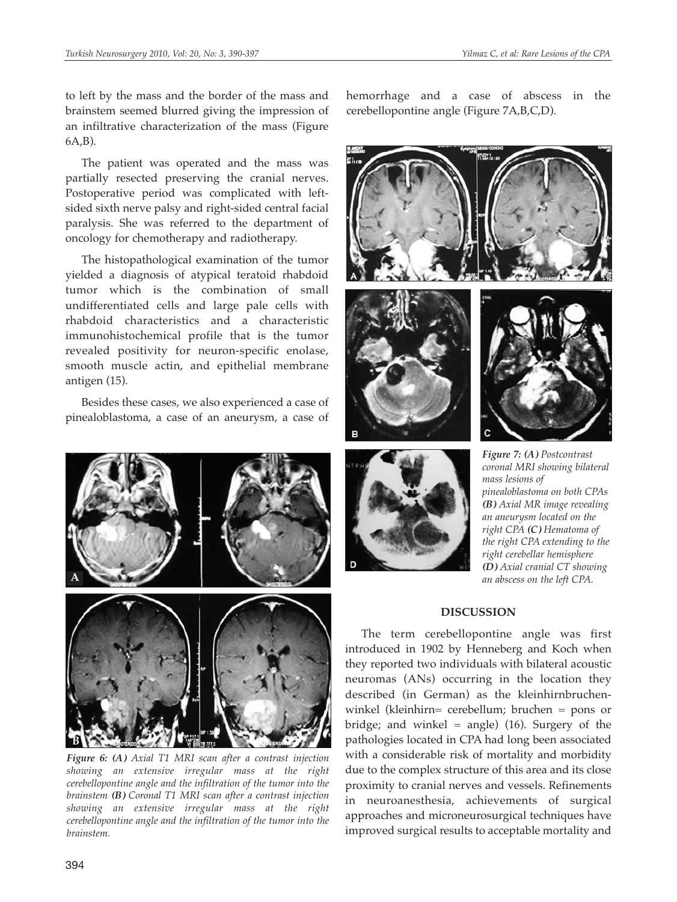to left by the mass and the border of the mass and brainstem seemed blurred giving the impression of an infiltrative characterization of the mass (Figure 6A,B).

The patient was operated and the mass was partially resected preserving the cranial nerves. Postoperative period was complicated with left-sided sixth nerve palsy and right-sided central facial paralysis. She was referred to the department of oncology for chemotherapy and radiotherapy.

The histopathological examination of the tumor yielded a diagnosis of atypical teratoid rhabdoid tumor which is the combination of small undifferentiated cells and large pale cells with rhabdoid characteristics and a characteristic immunohistochemical profile that is the tumor revealed positivity for neuron-specific enolase, smooth muscle actin, and epithelial membrane antigen (15).

Besides these cases, we also experienced a case of pinealoblastoma, a case of an aneurysm, a case of hemorrhage and a case of abscess in the cerebellopontine angle (Figure 7A,B,C,D).

*Figure 6: **(A)** Axial T1 MRI scan after a contrast injection showing an extensive irregular mass at the right cerebellopontine angle and the infiltration of the tumor into the brainstem **(B)** Coronal T1 MRI scan after a contrast injection showing an extensive irregular mass at the right cerebellopontine angle and the infiltration of the tumor into the brainstem.*

*Figure 7: **(A)** Postcontrast coronal MRI showing bilateral mass lesions of pinealoblastoma on both CPAs **(B)** Axial MR image revealing an aneurysm located on the right CPA **(C)** Hematoma of the right CPA extending to the right cerebellar hemisphere **(D)** Axial cranial CT showing an abscess on the left CPA.*

## DISCUSSION

The term cerebellopontine angle was first introduced in 1902 by Henneberg and Koch when they reported two individuals with bilateral acoustic neuromas (ANs) occurring in the location they described (in German) as the kleinhirnbruchen-winkel (kleinhirn= cerebellum; bruchen = pons or bridge; and winkel = angle) (16). Surgery of the pathologies located in CPA had long been associated with a considerable risk of mortality and morbidity due to the complex structure of this area and its close proximity to cranial nerves and vessels. Refinements in neuroanesthesia, achievements of surgical approaches and microneurosurgical techniques have improved surgical results to acceptable mortality and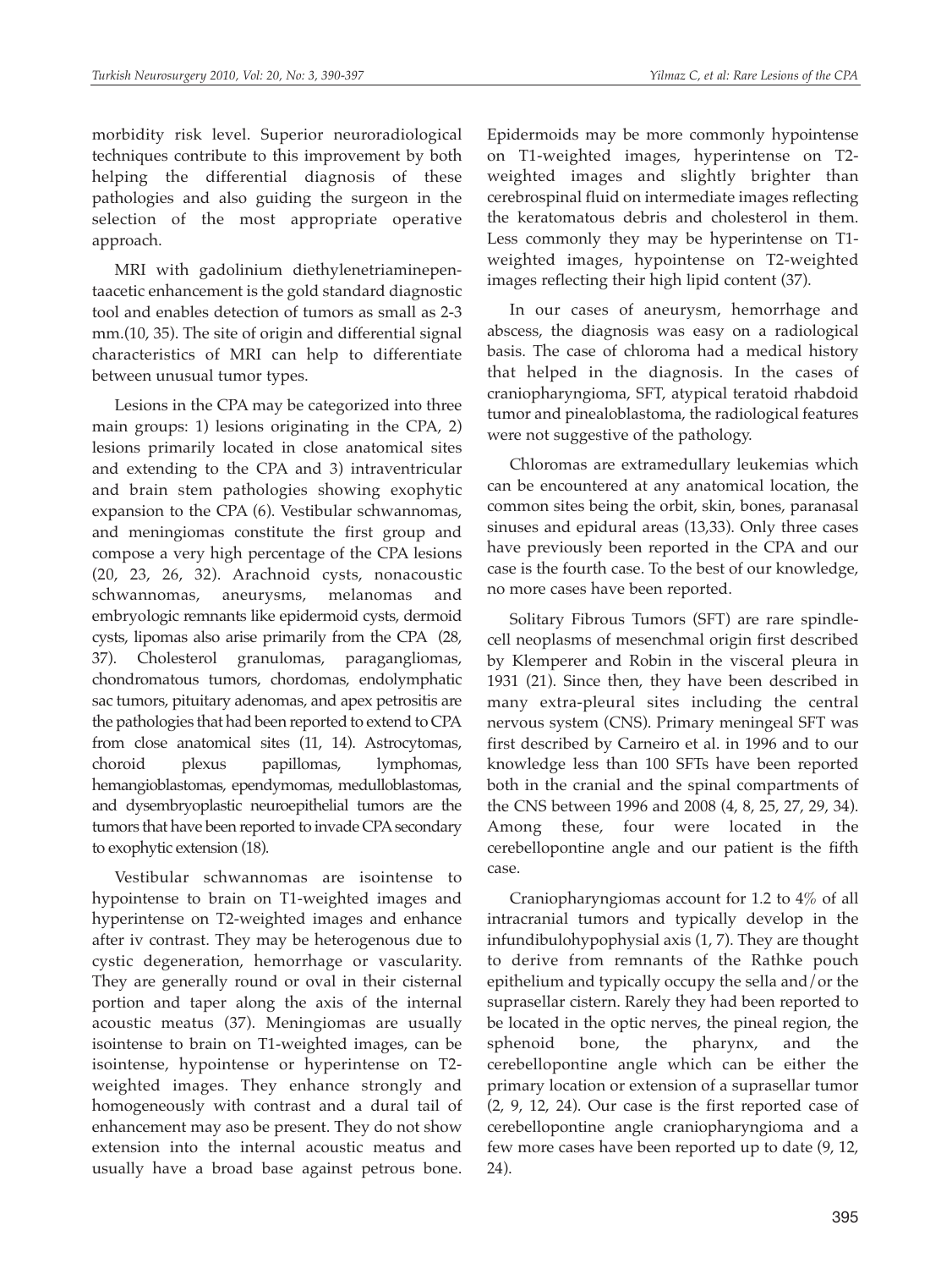morbidity risk level. Superior neuroradiological techniques contribute to this improvement by both helping the differential diagnosis of these pathologies and also guiding the surgeon in the selection of the most appropriate operative approach.

MRI with gadolinium diethylenetriaminepentaacetic enhancement is the gold standard diagnostic tool and enables detection of tumors as small as 2-3 mm.(10, 35). The site of origin and differential signal characteristics of MRI can help to differentiate between unusual tumor types.

Lesions in the CPA may be categorized into three main groups: 1) lesions originating in the CPA, 2) lesions primarily located in close anatomical sites and extending to the CPA and 3) intraventricular and brain stem pathologies showing exophytic expansion to the CPA (6). Vestibular schwannomas, and meningiomas constitute the first group and compose a very high percentage of the CPA lesions (20, 23, 26, 32). Arachnoid cysts, nonacoustic schwannomas, aneurysms, melanomas and embryologic remnants like epidermoid cysts, dermoid cysts, lipomas also arise primarily from the CPA (28, 37). Cholesterol granulomas, paragangliomas, chondromatous tumors, chordomas, endolymphatic sac tumors, pituitary adenomas, and apex petrositis are the pathologies that had been reported to extend to CPA from close anatomical sites (11, 14). Astrocytomas, choroid plexus papillomas, lymphomas, hemangioblastomas, ependymomas, medulloblastomas, and dysembryoplastic neuroepithelial tumors are the tumors that have been reported to invade CPA secondary to exophytic extension (18).

Vestibular schwannomas are isointense to hypointense to brain on T1-weighted images and hyperintense on T2-weighted images and enhance after iv contrast. They may be heterogenous due to cystic degeneration, hemorrhage or vascularity. They are generally round or oval in their cisternal portion and taper along the axis of the internal acoustic meatus (37). Meningiomas are usually isointense to brain on T1-weighted images, can be isointense, hypointense or hyperintense on T2-weighted images. They enhance strongly and homogeneously with contrast and a dural tail of enhancement may aso be present. They do not show extension into the internal acoustic meatus and usually have a broad base against petrous bone. Epidermoids may be more commonly hypointense on T1-weighted images, hyperintense on T2-weighted images and slightly brighter than cerebrospinal fluid on intermediate images reflecting the keratomatous debris and cholesterol in them. Less commonly they may be hyperintense on T1-weighted images, hypointense on T2-weighted images reflecting their high lipid content (37).

In our cases of aneurysm, hemorrhage and abscess, the diagnosis was easy on a radiological basis. The case of chloroma had a medical history that helped in the diagnosis. In the cases of craniopharyngioma, SFT, atypical teratoid rhabdoid tumor and pinealoblastoma, the radiological features were not suggestive of the pathology.

Chloromas are extramedullary leukemias which can be encountered at any anatomical location, the common sites being the orbit, skin, bones, paranasal sinuses and epidural areas (13,33). Only three cases have previously been reported in the CPA and our case is the fourth case. To the best of our knowledge, no more cases have been reported.

Solitary Fibrous Tumors (SFT) are rare spindle-cell neoplasms of mesenchmal origin first described by Klemperer and Robin in the visceral pleura in 1931 (21). Since then, they have been described in many extra-pleural sites including the central nervous system (CNS). Primary meningeal SFT was first described by Carneiro et al. in 1996 and to our knowledge less than 100 SFTs have been reported both in the cranial and the spinal compartments of the CNS between 1996 and 2008 (4, 8, 25, 27, 29, 34). Among these, four were located in the cerebellopontine angle and our patient is the fifth case.

Craniopharyngiomas account for 1.2 to 4% of all intracranial tumors and typically develop in the infundibulohypophysial axis (1, 7). They are thought to derive from remnants of the Rathke pouch epithelium and typically occupy the sella and/or the suprasellar cistern. Rarely they had been reported to be located in the optic nerves, the pineal region, the sphenoid bone, the pharynx, and the cerebellopontine angle which can be either the primary location or extension of a suprasellar tumor (2, 9, 12, 24). Our case is the first reported case of cerebellopontine angle craniopharyngioma and a few more cases have been reported up to date (9, 12, 24).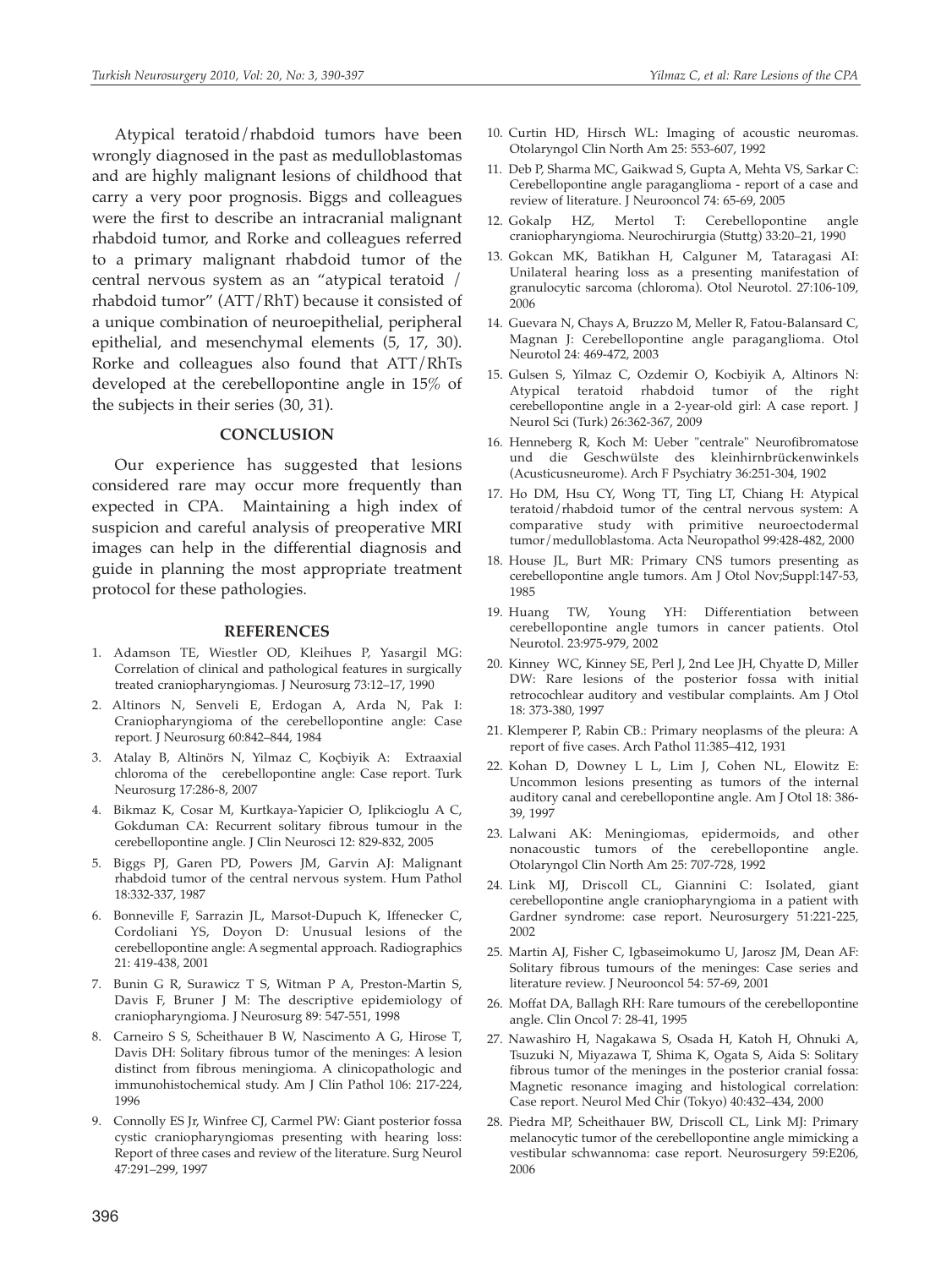Atypical teratoid/rhabdoid tumors have been wrongly diagnosed in the past as medulloblastomas and are highly malignant lesions of childhood that carry a very poor prognosis. Biggs and colleagues were the first to describe an intracranial malignant rhabdoid tumor, and Rorke and colleagues referred to a primary malignant rhabdoid tumor of the central nervous system as an "atypical teratoid / rhabdoid tumor" (ATT/RhT) because it consisted of a unique combination of neuroepithelial, peripheral epithelial, and mesenchymal elements (5, 17, 30). Rorke and colleagues also found that ATT/RhTs developed at the cerebellopontine angle in 15% of the subjects in their series (30, 31).

## CONCLUSION

Our experience has suggested that lesions considered rare may occur more frequently than expected in CPA. Maintaining a high index of suspicion and careful analysis of preoperative MRI images can help in the differential diagnosis and guide in planning the most appropriate treatment protocol for these pathologies.

## REFERENCES

1. Adamson TE, Wiestler OD, Kleihues P, Yasargil MG: Correlation of clinical and pathological features in surgically treated craniopharyngiomas. J Neurosurg 73:12–17, 1990
2. Altinors N, Senveli E, Erdogan A, Arda N, Pak I: Craniopharyngioma of the cerebellopontine angle: Case report. J Neurosurg 60:842–844, 1984
3. Atalay B, Altinörs N, Yilmaz C, Koçbiyik A: Extraaxial chloroma of the cerebellopontine angle: Case report. Turk Neurosurg 17:286-8, 2007
4. Bikmaz K, Cosar M, Kurtkaya-Yapicier O, Iplikcioglu A C, Gokduman CA: Recurrent solitary fibrous tumour in the cerebellopontine angle. J Clin Neurosci 12: 829-832, 2005
5. Biggs PJ, Garen PD, Powers JM, Garvin AJ: Malignant rhabdoid tumor of the central nervous system. Hum Pathol 18:332-337, 1987
6. Bonneville F, Sarrazin JL, Marsot-Dupuch K, Iffenecker C, Cordoliani YS, Doyon D: Unusual lesions of the cerebellopontine angle: A segmental approach. Radiographics 21: 419-438, 2001
7. Bunin G R, Surawicz T S, Witman P A, Preston-Martin S, Davis F, Bruner J M: The descriptive epidemiology of craniopharyngioma. J Neurosurg 89: 547-551, 1998
8. Carneiro S S, Scheithauer B W, Nascimento A G, Hirose T, Davis DH: Solitary fibrous tumor of the meninges: A lesion distinct from fibrous meningioma. A clinicopathologic and immunohistochemical study. Am J Clin Pathol 106: 217-224, 1996
9. Connolly ES Jr, Winfree CJ, Carmel PW: Giant posterior fossa cystic craniopharyngiomas presenting with hearing loss: Report of three cases and review of the literature. Surg Neurol 47:291–299, 1997
10. Curtin HD, Hirsch WL: Imaging of acoustic neuromas. Otolaryngol Clin North Am 25: 553-607, 1992
11. Deb P, Sharma MC, Gaikwad S, Gupta A, Mehta VS, Sarkar C: Cerebellopontine angle paraganglioma - report of a case and review of literature. J Neurooncol 74: 65-69, 2005
12. Gokalp HZ, Mertol T: Cerebellopontine angle craniopharyngioma. Neurochirurgia (Stuttg) 33:20–21, 1990
13. Gokcan MK, Batikhan H, Calguner M, Tataragasi AI: Unilateral hearing loss as a presenting manifestation of granulocytic sarcoma (chloroma). Otol Neurotol. 27:106-109, 2006
14. Guevara N, Chays A, Bruzzo M, Meller R, Fatou-Balansard C, Magnan J: Cerebellopontine angle paraganglioma. Otol Neurotol 24: 469-472, 2003
15. Gulsen S, Yilmaz C, Ozdemir O, Kocbiyik A, Altinors N: Atypical teratoid rhabdoid tumor of the right cerebellopontine angle in a 2-year-old girl: A case report. J Neurol Sci (Turk) 26:362-367, 2009
16. Henneberg R, Koch M: Ueber "centrale" Neurofibromatose und die Geschwülste des kleinhirnbrückenwinkels (Acusticusneurome). Arch F Psychiatry 36:251-304, 1902
17. Ho DM, Hsu CY, Wong TT, Ting LT, Chiang H: Atypical teratoid/rhabdoid tumor of the central nervous system: A comparative study with primitive neuroectodermal tumor/medulloblastoma. Acta Neuropathol 99:428-482, 2000
18. House JL, Burt MR: Primary CNS tumors presenting as cerebellopontine angle tumors. Am J Otol Nov;Suppl:147-53, 1985
19. Huang TW, Young YH: Differentiation between cerebellopontine angle tumors in cancer patients. Otol Neurotol. 23:975-979, 2002
20. Kinney WC, Kinney SE, Perl J, 2nd Lee JH, Chyatte D, Miller DW: Rare lesions of the posterior fossa with initial retrocochlear auditory and vestibular complaints. Am J Otol 18: 373-380, 1997
21. Klemperer P, Rabin CB.: Primary neoplasms of the pleura: A report of five cases. Arch Pathol 11:385–412, 1931
22. Kohan D, Downey L L, Lim J, Cohen NL, Elowitz E: Uncommon lesions presenting as tumors of the internal auditory canal and cerebellopontine angle. Am J Otol 18: 386-39, 1997
23. Lalwani AK: Meningiomas, epidermoids, and other nonacoustic tumors of the cerebellopontine angle. Otolaryngol Clin North Am 25: 707-728, 1992
24. Link MJ, Driscoll CL, Giannini C: Isolated, giant cerebellopontine angle craniopharyngioma in a patient with Gardner syndrome: case report. Neurosurgery 51:221-225, 2002
25. Martin AJ, Fisher C, Igbaseimokumo U, Jarosz JM, Dean AF: Solitary fibrous tumours of the meninges: Case series and literature review. J Neurooncol 54: 57-69, 2001
26. Moffat DA, Ballagh RH: Rare tumours of the cerebellopontine angle. Clin Oncol 7: 28-41, 1995
27. Nawashiro H, Nagakawa S, Osada H, Katoh H, Ohnuki A, Tsuzuki N, Miyazawa T, Shima K, Ogata S, Aida S: Solitary fibrous tumor of the meninges in the posterior cranial fossa: Magnetic resonance imaging and histological correlation: Case report. Neurol Med Chir (Tokyo) 40:432–434, 2000
28. Piedra MP, Scheithauer BW, Driscoll CL, Link MJ: Primary melanocytic tumor of the cerebellopontine angle mimicking a vestibular schwannoma: case report. Neurosurgery 59:E206, 2006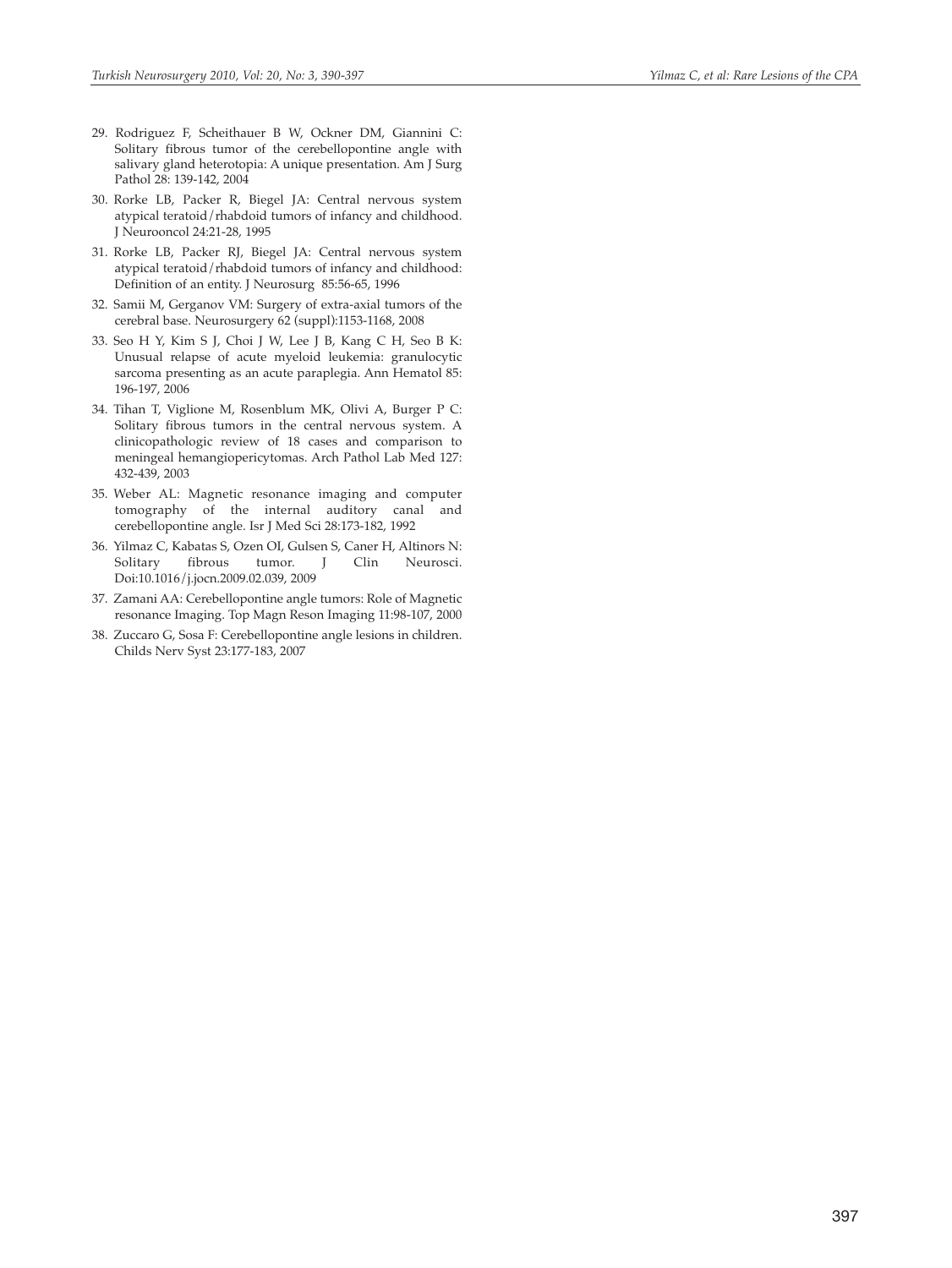29. Rodriguez F, Scheithauer B W, Ockner DM, Giannini C: Solitary fibrous tumor of the cerebellopontine angle with salivary gland heterotopia: A unique presentation. Am J Surg Pathol 28: 139-142, 2004
30. Rorke LB, Packer R, Biegel JA: Central nervous system atypical teratoid/rhabdoid tumors of infancy and childhood. J Neurooncol 24:21-28, 1995
31. Rorke LB, Packer RJ, Biegel JA: Central nervous system atypical teratoid/rhabdoid tumors of infancy and childhood: Definition of an entity. J Neurosurg 85:56-65, 1996
32. Samii M, Gerganov VM: Surgery of extra-axial tumors of the cerebral base. Neurosurgery 62 (suppl):1153-1168, 2008
33. Seo H Y, Kim S J, Choi J W, Lee J B, Kang C H, Seo B K: Unusual relapse of acute myeloid leukemia: granulocytic sarcoma presenting as an acute paraplegia. Ann Hematol 85: 196-197, 2006
34. Tihan T, Viglione M, Rosenblum MK, Olivi A, Burger P C: Solitary fibrous tumors in the central nervous system. A clinicopathologic review of 18 cases and comparison to meningeal hemangiopericytomas. Arch Pathol Lab Med 127: 432-439, 2003
35. Weber AL: Magnetic resonance imaging and computer tomography of the internal auditory canal and cerebellopontine angle. Isr J Med Sci 28:173-182, 1992
36. Yilmaz C, Kabatas S, Ozen OI, Gulsen S, Caner H, Altinors N: Solitary fibrous tumor. J Clin Neurosci. Doi:10.1016/j.jocn.2009.02.039, 2009
37. Zamani AA: Cerebellopontine angle tumors: Role of Magnetic resonance Imaging. Top Magn Reson Imaging 11:98-107, 2000
38. Zuccaro G, Sosa F: Cerebellopontine angle lesions in children. Childs Nerv Syst 23:177-183, 2007